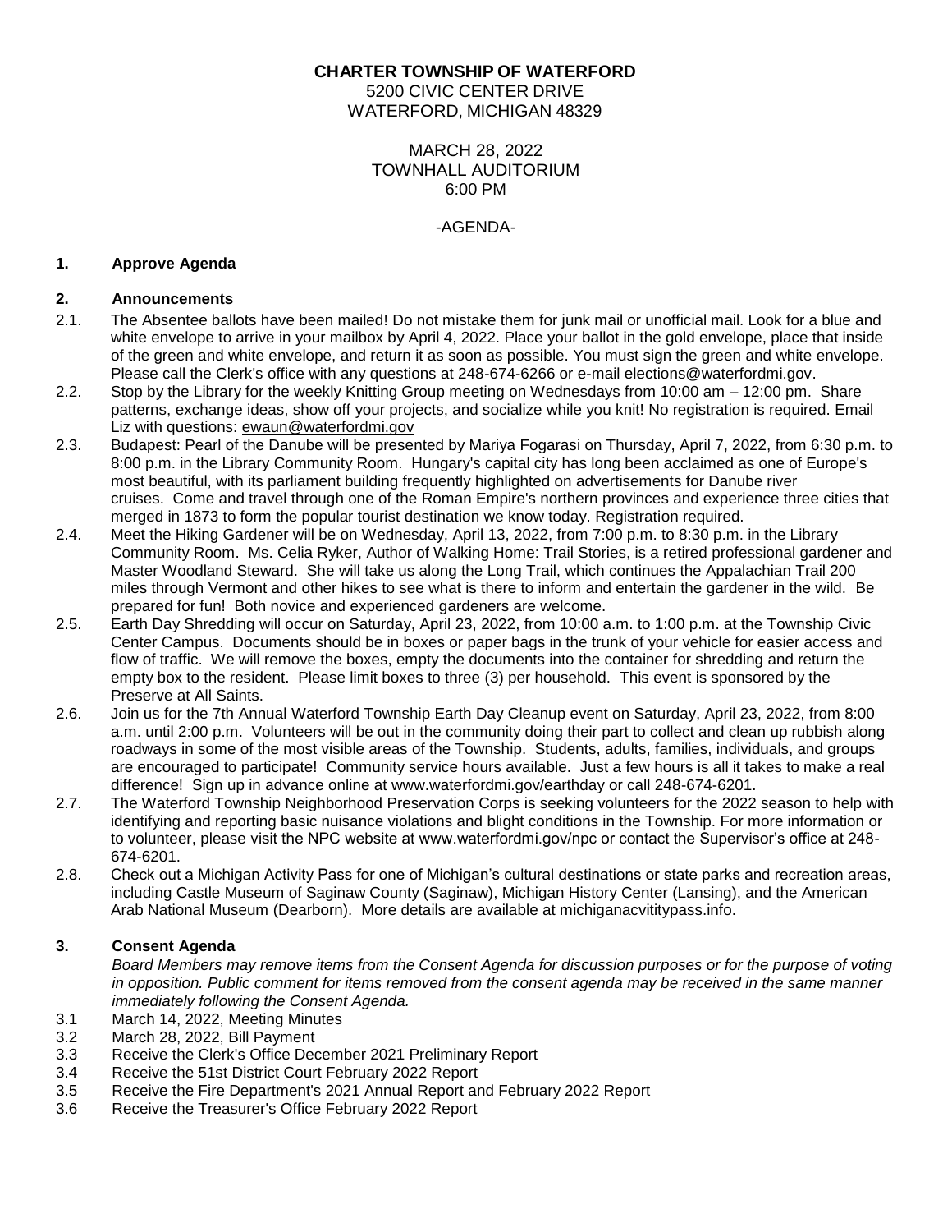**CHARTER TOWNSHIP OF WATERFORD**
5200 CIVIC CENTER DRIVE
WATERFORD, MICHIGAN 48329

MARCH 28, 2022
TOWNHALL AUDITORIUM
6:00 PM

-AGENDA-

**1. Approve Agenda**

**2. Announcements**

2.1. The Absentee ballots have been mailed! Do not mistake them for junk mail or unofficial mail. Look for a blue and white envelope to arrive in your mailbox by April 4, 2022. Place your ballot in the gold envelope, place that inside of the green and white envelope, and return it as soon as possible. You must sign the green and white envelope. Please call the Clerk's office with any questions at 248-674-6266 or e-mail elections@waterfordmi.gov.

2.2. Stop by the Library for the weekly Knitting Group meeting on Wednesdays from 10:00 am – 12:00 pm. Share patterns, exchange ideas, show off your projects, and socialize while you knit! No registration is required. Email Liz with questions: ewaun@waterfordmi.gov

2.3. Budapest: Pearl of the Danube will be presented by Mariya Fogarasi on Thursday, April 7, 2022, from 6:30 p.m. to 8:00 p.m. in the Library Community Room. Hungary's capital city has long been acclaimed as one of Europe's most beautiful, with its parliament building frequently highlighted on advertisements for Danube river cruises. Come and travel through one of the Roman Empire's northern provinces and experience three cities that merged in 1873 to form the popular tourist destination we know today. Registration required.

2.4. Meet the Hiking Gardener will be on Wednesday, April 13, 2022, from 7:00 p.m. to 8:30 p.m. in the Library Community Room. Ms. Celia Ryker, Author of Walking Home: Trail Stories, is a retired professional gardener and Master Woodland Steward. She will take us along the Long Trail, which continues the Appalachian Trail 200 miles through Vermont and other hikes to see what is there to inform and entertain the gardener in the wild. Be prepared for fun! Both novice and experienced gardeners are welcome.

2.5. Earth Day Shredding will occur on Saturday, April 23, 2022, from 10:00 a.m. to 1:00 p.m. at the Township Civic Center Campus. Documents should be in boxes or paper bags in the trunk of your vehicle for easier access and flow of traffic. We will remove the boxes, empty the documents into the container for shredding and return the empty box to the resident. Please limit boxes to three (3) per household. This event is sponsored by the Preserve at All Saints.

2.6. Join us for the 7th Annual Waterford Township Earth Day Cleanup event on Saturday, April 23, 2022, from 8:00 a.m. until 2:00 p.m. Volunteers will be out in the community doing their part to collect and clean up rubbish along roadways in some of the most visible areas of the Township. Students, adults, families, individuals, and groups are encouraged to participate! Community service hours available. Just a few hours is all it takes to make a real difference! Sign up in advance online at www.waterfordmi.gov/earthday or call 248-674-6201.

2.7. The Waterford Township Neighborhood Preservation Corps is seeking volunteers for the 2022 season to help with identifying and reporting basic nuisance violations and blight conditions in the Township. For more information or to volunteer, please visit the NPC website at www.waterfordmi.gov/npc or contact the Supervisor's office at 248-674-6201.

2.8. Check out a Michigan Activity Pass for one of Michigan's cultural destinations or state parks and recreation areas, including Castle Museum of Saginaw County (Saginaw), Michigan History Center (Lansing), and the American Arab National Museum (Dearborn). More details are available at michiganacvititypass.info.

**3. Consent Agenda**

*Board Members may remove items from the Consent Agenda for discussion purposes or for the purpose of voting in opposition. Public comment for items removed from the consent agenda may be received in the same manner immediately following the Consent Agenda.*

3.1 March 14, 2022, Meeting Minutes
3.2 March 28, 2022, Bill Payment
3.3 Receive the Clerk's Office December 2021 Preliminary Report
3.4 Receive the 51st District Court February 2022 Report
3.5 Receive the Fire Department's 2021 Annual Report and February 2022 Report
3.6 Receive the Treasurer's Office February 2022 Report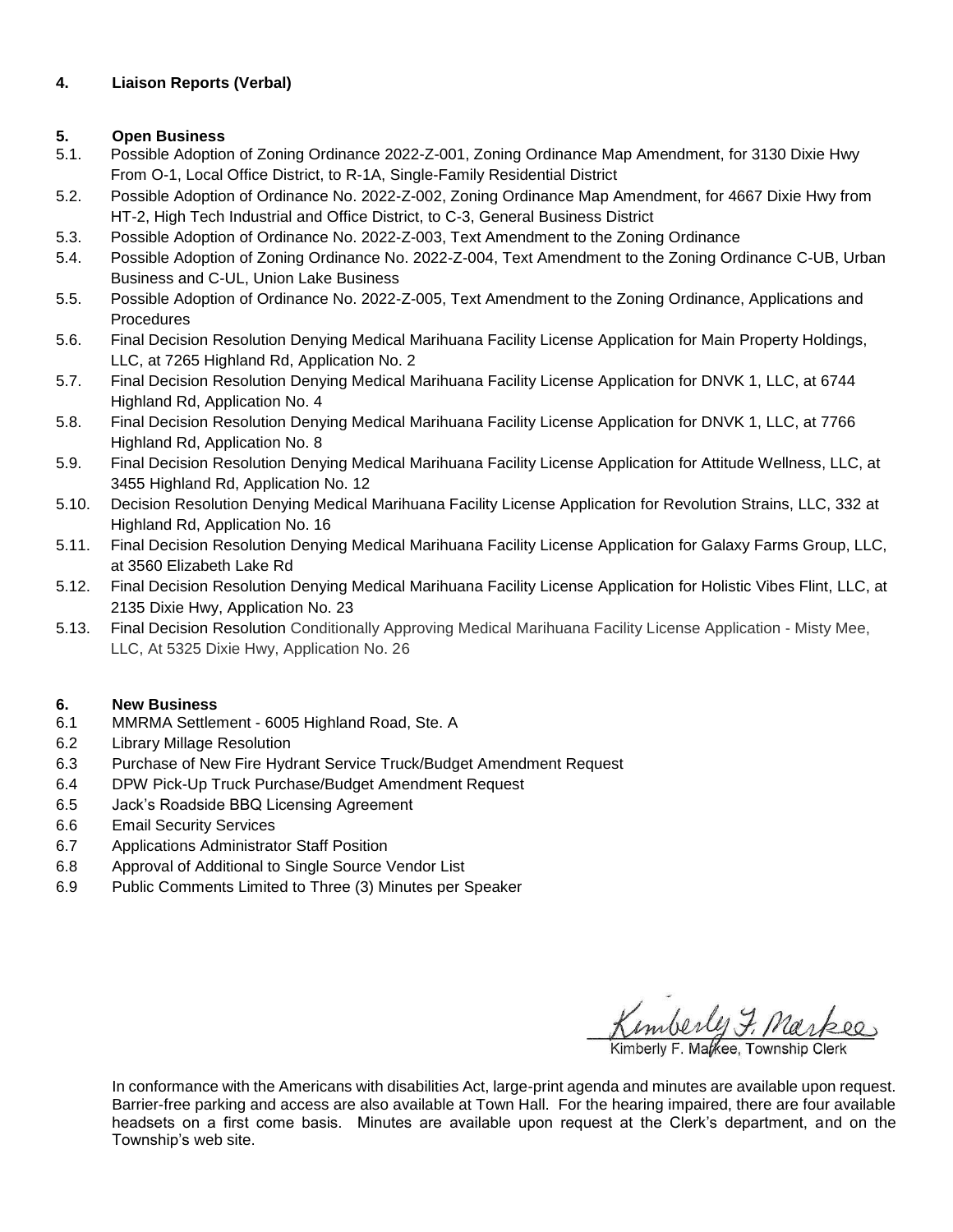## 4. Liaison Reports (Verbal)

## 5. Open Business

5.1. Possible Adoption of Zoning Ordinance 2022-Z-001, Zoning Ordinance Map Amendment, for 3130 Dixie Hwy From O-1, Local Office District, to R-1A, Single-Family Residential District

5.2. Possible Adoption of Ordinance No. 2022-Z-002, Zoning Ordinance Map Amendment, for 4667 Dixie Hwy from HT-2, High Tech Industrial and Office District, to C-3, General Business District

5.3. Possible Adoption of Ordinance No. 2022-Z-003, Text Amendment to the Zoning Ordinance

5.4. Possible Adoption of Zoning Ordinance No. 2022-Z-004, Text Amendment to the Zoning Ordinance C-UB, Urban Business and C-UL, Union Lake Business

5.5. Possible Adoption of Ordinance No. 2022-Z-005, Text Amendment to the Zoning Ordinance, Applications and Procedures

5.6. Final Decision Resolution Denying Medical Marihuana Facility License Application for Main Property Holdings, LLC, at 7265 Highland Rd, Application No. 2

5.7. Final Decision Resolution Denying Medical Marihuana Facility License Application for DNVK 1, LLC, at 6744 Highland Rd, Application No. 4

5.8. Final Decision Resolution Denying Medical Marihuana Facility License Application for DNVK 1, LLC, at 7766 Highland Rd, Application No. 8

5.9. Final Decision Resolution Denying Medical Marihuana Facility License Application for Attitude Wellness, LLC, at 3455 Highland Rd, Application No. 12

5.10. Decision Resolution Denying Medical Marihuana Facility License Application for Revolution Strains, LLC, 332 at Highland Rd, Application No. 16

5.11. Final Decision Resolution Denying Medical Marihuana Facility License Application for Galaxy Farms Group, LLC, at 3560 Elizabeth Lake Rd

5.12. Final Decision Resolution Denying Medical Marihuana Facility License Application for Holistic Vibes Flint, LLC, at 2135 Dixie Hwy, Application No. 23

5.13. Final Decision Resolution Conditionally Approving Medical Marihuana Facility License Application - Misty Mee, LLC, At 5325 Dixie Hwy, Application No. 26

## 6. New Business

6.1 MMRMA Settlement - 6005 Highland Road, Ste. A

6.2 Library Millage Resolution

6.3 Purchase of New Fire Hydrant Service Truck/Budget Amendment Request

6.4 DPW Pick-Up Truck Purchase/Budget Amendment Request

6.5 Jack's Roadside BBQ Licensing Agreement

6.6 Email Security Services

6.7 Applications Administrator Staff Position

6.8 Approval of Additional to Single Source Vendor List

6.9 Public Comments Limited to Three (3) Minutes per Speaker

Kimberly F. Markee, Township Clerk

In conformance with the Americans with disabilities Act, large-print agenda and minutes are available upon request. Barrier-free parking and access are also available at Town Hall. For the hearing impaired, there are four available headsets on a first come basis. Minutes are available upon request at the Clerk's department, and on the Township's web site.